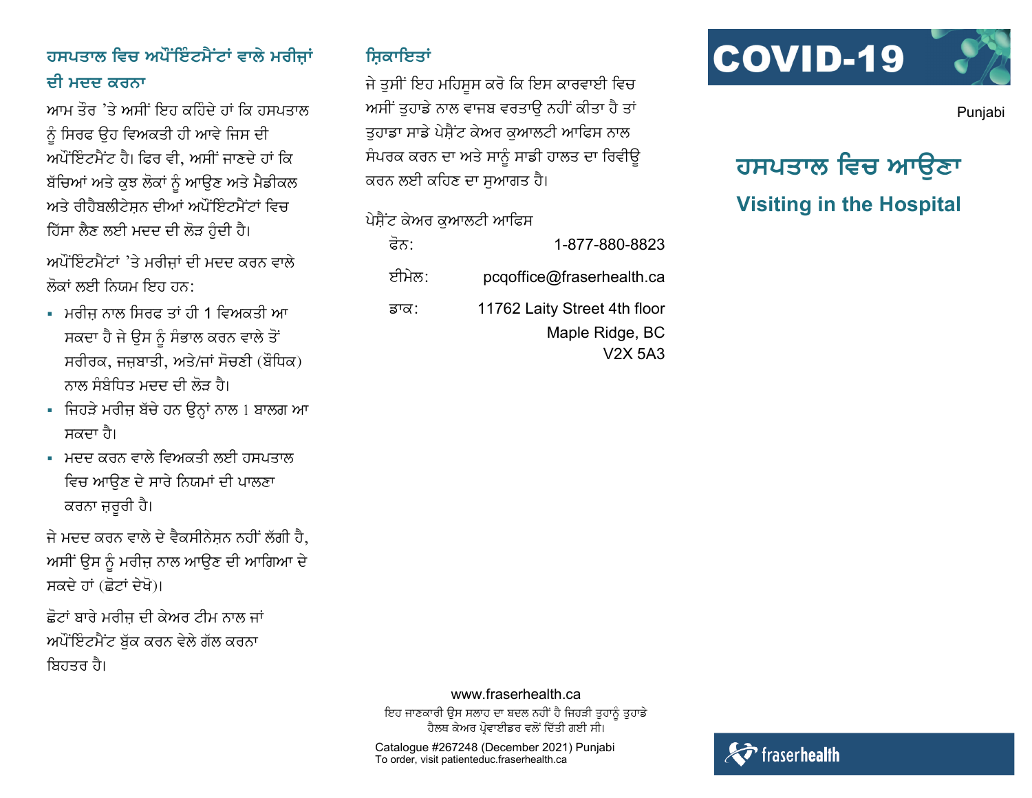## ਹਸਪਤਾਲ ਵਿਚ ਅਪੌਇੰਟਮੈਂਟਾਂ ਵਾਲੇ ਮਰੀਜ਼ਾਂ ਦੀ ਮਦਦ ਕਰਨਾ

ਆਮ ਤੌਰ 'ਤੇ ਅਸੀਂ ਇਹ ਕਹਿੰਦੇ ਹਾਂ ਕਿ ਹਸਪਤਾਲ ਨੂੰ ਸਿਰਫ ਉਹ ਵਿਅਕਤੀ ਹੀ ਆਵੇ ਜਿਸ ਦੀ ਅਪੌਇੰਟਮੈਂਟ ਹੈ। ਫਿਰ ਵੀ, ਅਸੀਂ ਜਾਣਦੇ ਹਾਂ ਕਿ ਬੱਚਿਆਂ ਅਤੇ ਕੁਝ ਲੋਕਾਂ ਨੂੰ ਆਉਣ ਅਤੇ ਮੈਡੀਕਲ ਅਤੇ ਰੀਹੈਬਲੀਟੇਸ਼ਨ ਦੀਆਂ ਅਪੌਇੰਟਮੈਂਟਾਂ ਵਿਚ ਹਿੱਸਾ ਲੈਣ ਲਈ ਮਦਦ ਦੀ ਲੋੜ ਹੁੰਦੀ ਹੈ।

ਅਪੌਇੰਟਮੈਂਟਾਂ 'ਤੇ ਮਰੀਜ਼ਾਂ ਦੀ ਮਦਦ ਕਰਨ ਵਾਲੇ ਲੋਕਾਂ ਲਈ ਨਿਯਮ ਇਹ ਹਨ:

- ਮਰੀਜ਼ ਨਾਲ ਸਿਰਫ ਤਾਂ ਹੀ 1 ਵਿਅਕਤੀ ਆ ਸਕਦਾ ਹੈ ਜੇ ਉਸ ਨੂੰ ਸੰਭਾਲ ਕਰਨ ਵਾਲੇ ਤੋਂ ਸਰੀਰਕ, ਜਜ਼ਬਾਤੀ, ਅਤੇ/ਜਾਂ ਸੋਚਣੀ (ਬੌਧਿਕ) ਨਾਲ ਸੰਬੰਧਿਤ ਮਦਦ ਦੀ ਲੋੜ ਹੈ।
- ਜਿਹੜੇ ਮਰੀਜ਼ ਬੱਚੇ ਹਨ ਉਨ੍ਹਾਂ ਨਾਲ 1 ਬਾਲਗ ਆ ਸਕਦਾ ਹੈ।
- ਮਦਦ ਕਰਨ ਵਾਲੇ ਵਿਅਕਤੀ ਲਈ ਹਸਪਤਾਲ ਵਿਚ ਆਉਣ ਦੇ ਸਾਰੇ ਨਿਯਮਾਂ ਦੀ ਪਾਲਣਾ ਕਰਨਾ ਜ਼ਰੂਰੀ ਹੈ।

ਜੇ ਮਦਦ ਕਰਨ ਵਾਲੇ ਦੇ ਵੈਕਸੀਨੇਸ਼ਨ ਨਹੀਂ ਲੱਗੀ ਹੈ, ਅਸੀਂ ਉਸ ਨੂੰ ਮਰੀਜ਼ ਨਾਲ ਆਉਣ ਦੀ ਆਗਿਆ ਦੇ ਸਕਦੇ ਹਾਂ (ਛੋਟਾਂ ਦੇਖੋ)।

ਛੋਟਾਂ ਬਾਰੇ ਮਰੀਜ਼ ਦੀ ਕੇਅਰ ਟੀਮ ਨਾਲ ਜਾਂ ਅਪੌਇੰਟਮੈਂਟ ਬੁੱਕ ਕਰਨ ਵੇਲੇ ਗੱਲ ਕਰਨਾ ਬਿਹਤਰ ਹੈ।

## ਸ਼ਿਕਾਇਤਾਂ

ਜੇ ਤੁਸੀਂ ਇਹ ਮਹਿਸੂਸ ਕਰੋ ਕਿ ਇਸ ਕਾਰਵਾਈ ਵਿਚ ਅਸੀਂ ਤੁਹਾਡੇ ਨਾਲ ਵਾਜਬ ਵਰਤਾਉ ਨਹੀਂ ਕੀਤਾ ਹੈ ਤਾਂ ਤੁਹਾਡਾ ਸਾਡੇ ਪੇਸ਼ੈਂਟ ਕੇਅਰ ਕੁਆਲਟੀ ਆਫਿਸ ਨਾਲ ਸੰਪਰਕ ਕਰਨ ਦਾ ਅਤੇ ਸਾਨੂੰ ਸਾਡੀ ਹਾਲਤ ਦਾ ਰਿਵੀਊ ਕਰਨ ਲਈ ਕਹਿਣ ਦਾ ਸੁਆਗਤ ਹੈ।

ਪੇਸ਼ੈਂਟ ਕੇਅਰ ਕੁਆਲਟੀ ਆਫਿਸ

| | |
|---|---|
| ਫੋਨ: | 1-877-880-8823 |
| ਈਮੇਲ: | pcqoffice@fraserhealth.ca |
| ਡਾਕ: | 11762 Laity Street 4th floor<br>Maple Ridge, BC<br>V2X 5A3 |

www.fraserhealth.ca

ਇਹ ਜਾਣਕਾਰੀ ਉਸ ਸਲਾਹ ਦਾ ਬਦਲ ਨਹੀਂ ਹੈ ਜਿਹੜੀ ਤੁਹਾਨੂੰ ਤੁਹਾਡੇ ਹੈਲਥ ਕੇਅਰ ਪ੍ਰੋਵਾਈਡਰ ਵਲੋਂ ਦਿੱਤੀ ਗਈ ਸੀ।

Catalogue #267248 (December 2021) Punjabi
To order, visit patienteduc.fraserhealth.ca

# COVID-19

Punjabi

# ਹਸਪਤਾਲ ਵਿਚ ਆਉਣਾ

## Visiting in the Hospital

fraserhealth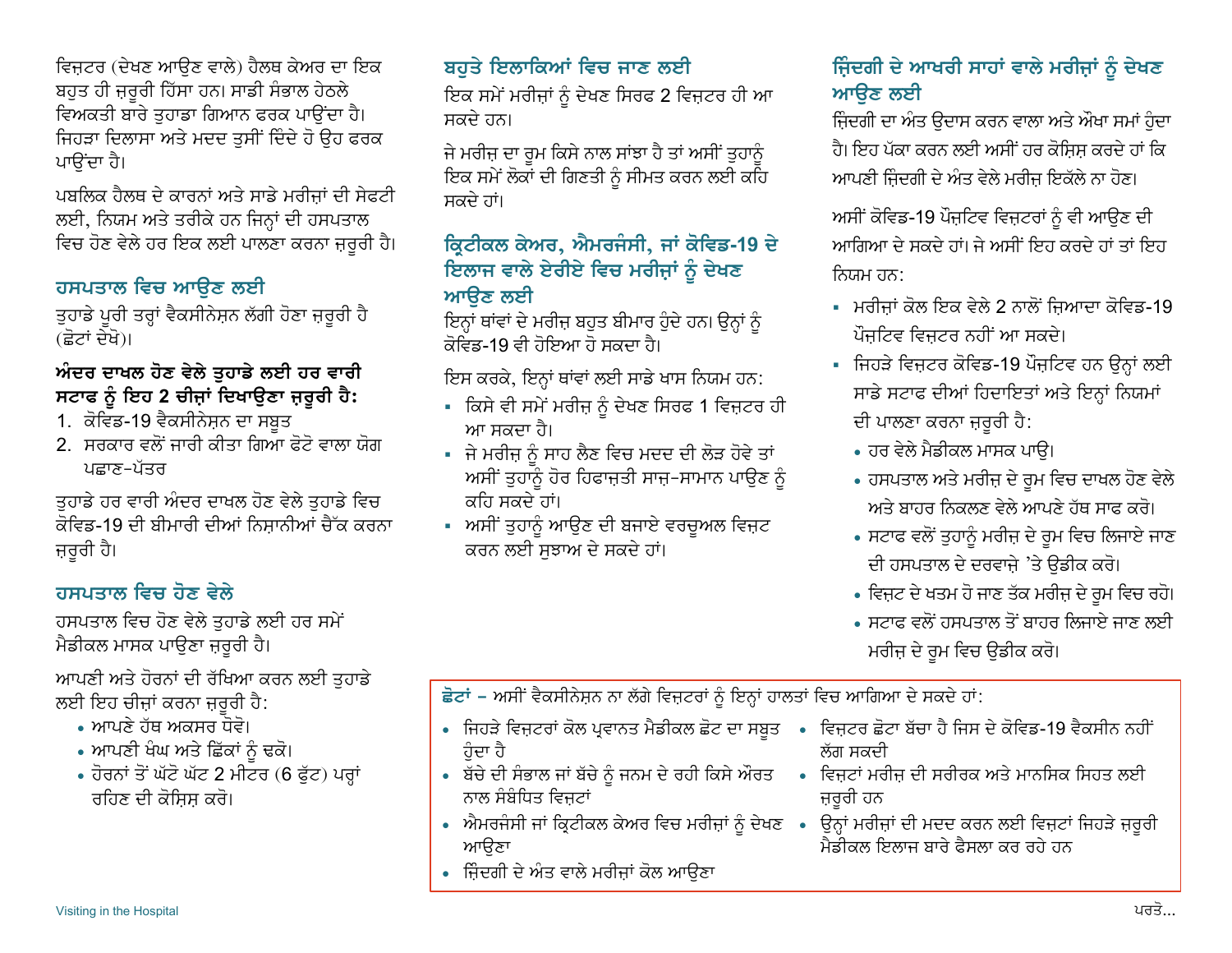ਵਿਜ਼ਟਰ (ਦੇਖਣ ਆਉਣ ਵਾਲੇ) ਹੈਲਥ ਕੇਅਰ ਦਾ ਇਕ ਬਹੁਤ ਹੀ ਜ਼ਰੂਰੀ ਹਿੱਸਾ ਹਨ। ਸਾਡੀ ਸੰਭਾਲ ਹੇਠਲੇ ਵਿਅਕਤੀ ਬਾਰੇ ਤੁਹਾਡਾ ਗਿਆਨ ਫਰਕ ਪਾਉਂਦਾ ਹੈ। ਜਿਹੜਾ ਦਿਲਾਸਾ ਅਤੇ ਮਦਦ ਤੁਸੀਂ ਦਿੰਦੇ ਹੋ ਉਹ ਫਰਕ ਪਾਉਂਦਾ ਹੈ।

ਪਬਲਿਕ ਹੈਲਥ ਦੇ ਕਾਰਨਾਂ ਅਤੇ ਸਾਡੇ ਮਰੀਜ਼ਾਂ ਦੀ ਸੇਫਟੀ ਲਈ, ਨਿਯਮ ਅਤੇ ਤਰੀਕੇ ਹਨ ਜਿਨ੍ਹਾਂ ਦੀ ਹਸਪਤਾਲ ਵਿਚ ਹੋਣ ਵੇਲੇ ਹਰ ਇਕ ਲਈ ਪਾਲਣਾ ਕਰਨਾ ਜ਼ਰੂਰੀ ਹੈ।

## ਹਸਪਤਾਲ ਵਿਚ ਆਉਣ ਲਈ

ਤੁਹਾਡੇ ਪੂਰੀ ਤਰ੍ਹਾਂ ਵੈਕਸੀਨੇਸ਼ਨ ਲੱਗੀ ਹੋਣਾ ਜ਼ਰੂਰੀ ਹੈ (ਛੋਟਾਂ ਦੇਖੋ)।

**ਅੰਦਰ ਦਾਖਲ ਹੋਣ ਵੇਲੇ ਤੁਹਾਡੇ ਲਈ ਹਰ ਵਾਰੀ ਸਟਾਫ ਨੂੰ ਇਹ 2 ਚੀਜ਼ਾਂ ਦਿਖਾਉਣਾ ਜ਼ਰੂਰੀ ਹੈ:**

1. ਕੋਵਿਡ-19 ਵੈਕਸੀਨੇਸ਼ਨ ਦਾ ਸਬੂਤ
2. ਸਰਕਾਰ ਵਲੋਂ ਜਾਰੀ ਕੀਤਾ ਗਿਆ ਫੋਟੋ ਵਾਲਾ ਯੋਗ ਪਛਾਣ-ਪੱਤਰ

ਤੁਹਾਡੇ ਹਰ ਵਾਰੀ ਅੰਦਰ ਦਾਖਲ ਹੋਣ ਵੇਲੇ ਤੁਹਾਡੇ ਵਿਚ ਕੋਵਿਡ-19 ਦੀ ਬੀਮਾਰੀ ਦੀਆਂ ਨਿਸ਼ਾਨੀਆਂ ਚੈੱਕ ਕਰਨਾ ਜ਼ਰੂਰੀ ਹੈ।

## ਹਸਪਤਾਲ ਵਿਚ ਹੋਣ ਵੇਲੇ

ਹਸਪਤਾਲ ਵਿਚ ਹੋਣ ਵੇਲੇ ਤੁਹਾਡੇ ਲਈ ਹਰ ਸਮੇਂ ਮੈਡੀਕਲ ਮਾਸਕ ਪਾਉਣਾ ਜ਼ਰੂਰੀ ਹੈ।

ਆਪਣੀ ਅਤੇ ਹੋਰਨਾਂ ਦੀ ਰੱਖਿਆ ਕਰਨ ਲਈ ਤੁਹਾਡੇ ਲਈ ਇਹ ਚੀਜ਼ਾਂ ਕਰਨਾ ਜ਼ਰੂਰੀ ਹੈ:

- ਆਪਣੇ ਹੱਥ ਅਕਸਰ ਧੋਵੋ।
- ਆਪਣੀ ਖੰਘ ਅਤੇ ਛਿੱਕਾਂ ਨੂੰ ਢਕੋ।
- ਹੋਰਨਾਂ ਤੋਂ ਘੱਟੋ ਘੱਟ 2 ਮੀਟਰ (6 ਫੁੱਟ) ਪਰ੍ਹਾਂ ਰਹਿਣ ਦੀ ਕੋਸ਼ਿਸ਼ ਕਰੋ।

## ਬਹੁਤੇ ਇਲਾਕਿਆਂ ਵਿਚ ਜਾਣ ਲਈ

ਇਕ ਸਮੇਂ ਮਰੀਜ਼ਾਂ ਨੂੰ ਦੇਖਣ ਸਿਰਫ 2 ਵਿਜ਼ਟਰ ਹੀ ਆ ਸਕਦੇ ਹਨ।

ਜੇ ਮਰੀਜ਼ ਦਾ ਰੂਮ ਕਿਸੇ ਨਾਲ ਸਾਂਝਾ ਹੈ ਤਾਂ ਅਸੀਂ ਤੁਹਾਨੂੰ ਇਕ ਸਮੇਂ ਲੋਕਾਂ ਦੀ ਗਿਣਤੀ ਨੂੰ ਸੀਮਤ ਕਰਨ ਲਈ ਕਹਿ ਸਕਦੇ ਹਾਂ।

## ਕ੍ਰਿਟੀਕਲ ਕੇਅਰ, ਐਮਰਜੰਸੀ, ਜਾਂ ਕੋਵਿਡ-19 ਦੇ ਇਲਾਜ ਵਾਲੇ ਏਰੀਏ ਵਿਚ ਮਰੀਜ਼ਾਂ ਨੂੰ ਦੇਖਣ ਆਉਣ ਲਈ

ਇਨ੍ਹਾਂ ਥਾਂਵਾਂ ਦੇ ਮਰੀਜ਼ ਬਹੁਤ ਬੀਮਾਰ ਹੁੰਦੇ ਹਨ। ਉਨ੍ਹਾਂ ਨੂੰ ਕੋਵਿਡ-19 ਵੀ ਹੋਇਆ ਹੋ ਸਕਦਾ ਹੈ।

ਇਸ ਕਰਕੇ, ਇਨ੍ਹਾਂ ਥਾਂਵਾਂ ਲਈ ਸਾਡੇ ਖਾਸ ਨਿਯਮ ਹਨ:

- ਕਿਸੇ ਵੀ ਸਮੇਂ ਮਰੀਜ਼ ਨੂੰ ਦੇਖਣ ਸਿਰਫ 1 ਵਿਜ਼ਟਰ ਹੀ ਆ ਸਕਦਾ ਹੈ।
- ਜੇ ਮਰੀਜ਼ ਨੂੰ ਸਾਹ ਲੈਣ ਵਿਚ ਮਦਦ ਦੀ ਲੋੜ ਹੋਵੇ ਤਾਂ ਅਸੀਂ ਤੁਹਾਨੂੰ ਹੋਰ ਹਿਫਾਜ਼ਤੀ ਸਾਜ਼-ਸਾਮਾਨ ਪਾਉਣ ਨੂੰ ਕਹਿ ਸਕਦੇ ਹਾਂ।
- ਅਸੀਂ ਤੁਹਾਨੂੰ ਆਉਣ ਦੀ ਬਜਾਏ ਵਰਚੂਅਲ ਵਿਜ਼ਟ ਕਰਨ ਲਈ ਸੁਝਾਅ ਦੇ ਸਕਦੇ ਹਾਂ।

## ਜ਼ਿੰਦਗੀ ਦੇ ਆਖਰੀ ਸਾਹਾਂ ਵਾਲੇ ਮਰੀਜ਼ਾਂ ਨੂੰ ਦੇਖਣ ਆਉਣ ਲਈ

ਜ਼ਿੰਦਗੀ ਦਾ ਅੰਤ ਉਦਾਸ ਕਰਨ ਵਾਲਾ ਅਤੇ ਔਖਾ ਸਮਾਂ ਹੁੰਦਾ ਹੈ। ਇਹ ਪੱਕਾ ਕਰਨ ਲਈ ਅਸੀਂ ਹਰ ਕੋਸ਼ਿਸ਼ ਕਰਦੇ ਹਾਂ ਕਿ ਆਪਣੀ ਜ਼ਿੰਦਗੀ ਦੇ ਅੰਤ ਵੇਲੇ ਮਰੀਜ਼ ਇਕੱਲੇ ਨਾ ਹੋਣ।

ਅਸੀਂ ਕੋਵਿਡ-19 ਪੌਜ਼ਟਿਵ ਵਿਜ਼ਟਰਾਂ ਨੂੰ ਵੀ ਆਉਣ ਦੀ ਆਗਿਆ ਦੇ ਸਕਦੇ ਹਾਂ। ਜੇ ਅਸੀਂ ਇਹ ਕਰਦੇ ਹਾਂ ਤਾਂ ਇਹ ਨਿਯਮ ਹਨ:

- ਮਰੀਜ਼ਾਂ ਕੋਲ ਇਕ ਵੇਲੇ 2 ਨਾਲੋਂ ਜ਼ਿਆਦਾ ਕੋਵਿਡ-19 ਪੌਜ਼ਟਿਵ ਵਿਜ਼ਟਰ ਨਹੀਂ ਆ ਸਕਦੇ।
- ਜਿਹੜੇ ਵਿਜ਼ਟਰ ਕੋਵਿਡ-19 ਪੌਜ਼ਟਿਵ ਹਨ ਉਨ੍ਹਾਂ ਲਈ ਸਾਡੇ ਸਟਾਫ ਦੀਆਂ ਹਿਦਾਇਤਾਂ ਅਤੇ ਇਨ੍ਹਾਂ ਨਿਯਮਾਂ ਦੀ ਪਾਲਣਾ ਕਰਨਾ ਜ਼ਰੂਰੀ ਹੈ:
  - ਹਰ ਵੇਲੇ ਮੈਡੀਕਲ ਮਾਸਕ ਪਾਉ।
  - ਹਸਪਤਾਲ ਅਤੇ ਮਰੀਜ਼ ਦੇ ਰੂਮ ਵਿਚ ਦਾਖਲ ਹੋਣ ਵੇਲੇ ਅਤੇ ਬਾਹਰ ਨਿਕਲਣ ਵੇਲੇ ਆਪਣੇ ਹੱਥ ਸਾਫ ਕਰੋ।
  - ਸਟਾਫ ਵਲੋਂ ਤੁਹਾਨੂੰ ਮਰੀਜ਼ ਦੇ ਰੂਮ ਵਿਚ ਲਿਜਾਏ ਜਾਣ ਦੀ ਹਸਪਤਾਲ ਦੇ ਦਰਵਾਜ਼ੇ 'ਤੇ ਉਡੀਕ ਕਰੋ।
  - ਵਿਜ਼ਟ ਦੇ ਖਤਮ ਹੋ ਜਾਣ ਤੱਕ ਮਰੀਜ਼ ਦੇ ਰੂਮ ਵਿਚ ਰਹੋ।
  - ਸਟਾਫ ਵਲੋਂ ਹਸਪਤਾਲ ਤੋਂ ਬਾਹਰ ਲਿਜਾਏ ਜਾਣ ਲਈ ਮਰੀਜ਼ ਦੇ ਰੂਮ ਵਿਚ ਉਡੀਕ ਕਰੋ।

**ਛੋਟਾਂ** – ਅਸੀਂ ਵੈਕਸੀਨੇਸ਼ਨ ਨਾ ਲੱਗੇ ਵਿਜ਼ਟਰਾਂ ਨੂੰ ਇਨ੍ਹਾਂ ਹਾਲਤਾਂ ਵਿਚ ਆਗਿਆ ਦੇ ਸਕਦੇ ਹਾਂ:

- ਜਿਹੜੇ ਵਿਜ਼ਟਰਾਂ ਕੋਲ ਪ੍ਰਵਾਨਤ ਮੈਡੀਕਲ ਛੋਟ ਦਾ ਸਬੂਤ ਹੁੰਦਾ ਹੈ
- ਬੱਚੇ ਦੀ ਸੰਭਾਲ ਜਾਂ ਬੱਚੇ ਨੂੰ ਜਨਮ ਦੇ ਰਹੀ ਕਿਸੇ ਔਰਤ ਨਾਲ ਸੰਬੰਧਿਤ ਵਿਜ਼ਟਾਂ
- ਐਮਰਜੰਸੀ ਜਾਂ ਕ੍ਰਿਟੀਕਲ ਕੇਅਰ ਵਿਚ ਮਰੀਜ਼ਾਂ ਨੂੰ ਦੇਖਣ ਆਉਣਾ
- ਜ਼ਿੰਦਗੀ ਦੇ ਅੰਤ ਵਾਲੇ ਮਰੀਜ਼ਾਂ ਕੋਲ ਆਉਣਾ
- ਵਿਜ਼ਟਰ ਛੋਟਾ ਬੱਚਾ ਹੈ ਜਿਸ ਦੇ ਕੋਵਿਡ-19 ਵੈਕਸੀਨ ਨਹੀਂ ਲੱਗ ਸਕਦੀ
- ਵਿਜ਼ਟਾਂ ਮਰੀਜ਼ ਦੀ ਸਰੀਰਕ ਅਤੇ ਮਾਨਸਿਕ ਸਿਹਤ ਲਈ ਜ਼ਰੂਰੀ ਹਨ
- ਉਨ੍ਹਾਂ ਮਰੀਜ਼ਾਂ ਦੀ ਮਦਦ ਕਰਨ ਲਈ ਵਿਜ਼ਟਾਂ ਜਿਹੜੇ ਜ਼ਰੂਰੀ ਮੈਡੀਕਲ ਇਲਾਜ ਬਾਰੇ ਫੈਸਲਾ ਕਰ ਰਹੇ ਹਨ

ਪਰਤੋ...